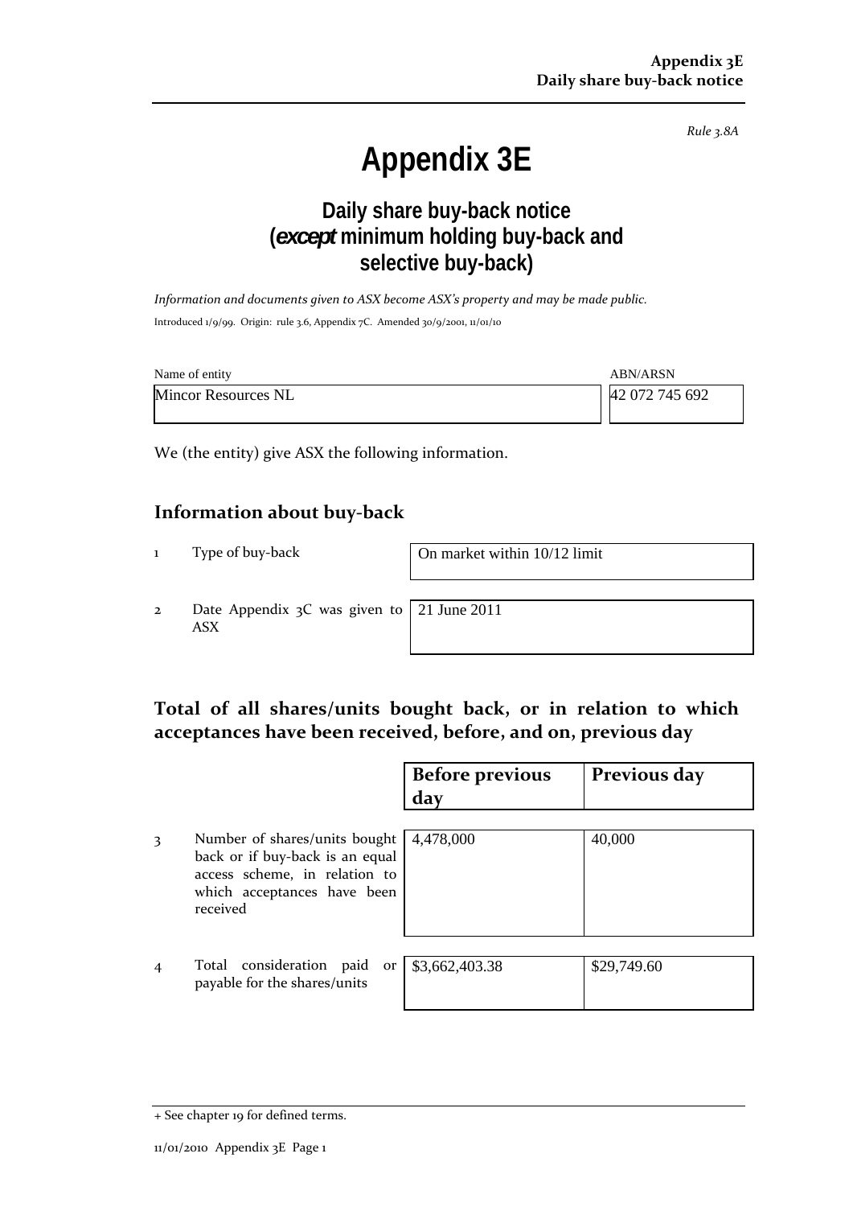*Rule 3.8A*

# Appendix 3E

## Daily share buy-back notice (*except* minimum holding buy-back and selective buy-back)

*Information and documents given to ASX become ASX's property and may be made public.*

Introduced 1/9/99. Origin: rule 3.6, Appendix 7C. Amended 30/9/2001, 11/01/10

| Name of entity | ABN/ARSN |
|---|---|
| Mincor Resources NL | 42 072 745 692 |

We (the entity) give ASX the following information.

## Information about buy-back

| | | |
|---|---|---|
| 1 | Type of buy-back | On market within 10/12 limit |
| 2 | Date Appendix 3C was given to ASX | 21 June 2011 |

## Total of all shares/units bought back, or in relation to which acceptances have been received, before, and on, previous day

| | | Before previous day | Previous day |
|---|---|---|---|
| 3 | Number of shares/units bought back or if buy-back is an equal access scheme, in relation to which acceptances have been received | 4,478,000 | 40,000 |
| 4 | Total consideration paid or payable for the shares/units | $3,662,403.38 | $29,749.60 |

+ See chapter 19 for defined terms.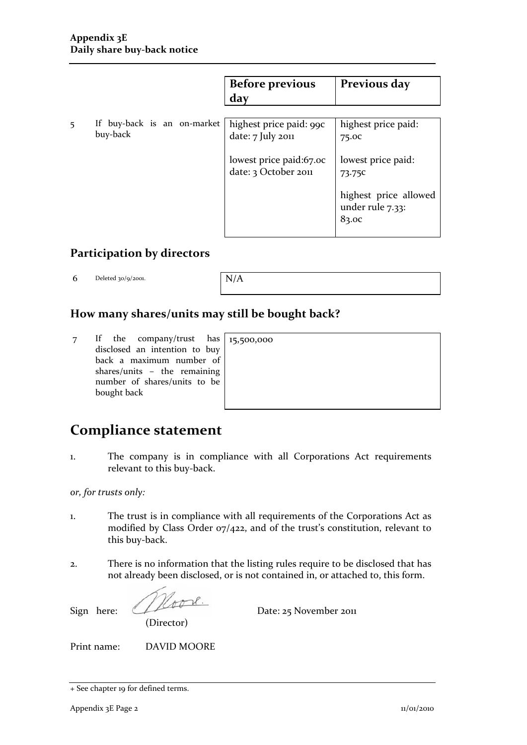**Appendix 3E**
**Daily share buy-back notice**

| | | Before previous day | Previous day |
|---|---|---|---|
| 5 | If buy-back is an on-market buy-back | highest price paid: 99c<br>date: 7 July 2011<br><br>lowest price paid:67.0c<br>date: 3 October 2011 | highest price paid: 75.0c<br><br>lowest price paid: 73.75c<br><br>highest price allowed under rule 7.33: 83.0c |

## Participation by directors

| | | |
|---|---|---|
| 6 | Deleted 30/9/2001. | N/A |

## How many shares/units may still be bought back?

| | | |
|---|---|---|
| 7 | If the company/trust has disclosed an intention to buy back a maximum number of shares/units – the remaining number of shares/units to be bought back | 15,500,000 |

# Compliance statement

1. The company is in compliance with all Corporations Act requirements relevant to this buy-back.

*or, for trusts only:*

1. The trust is in compliance with all requirements of the Corporations Act as modified by Class Order 07/422, and of the trust's constitution, relevant to this buy-back.

2. There is no information that the listing rules require to be disclosed that has not already been disclosed, or is not contained in, or attached to, this form.

Sign here: ............................ (Director) Date: 25 November 2011

Print name: DAVID MOORE

+ See chapter 19 for defined terms.